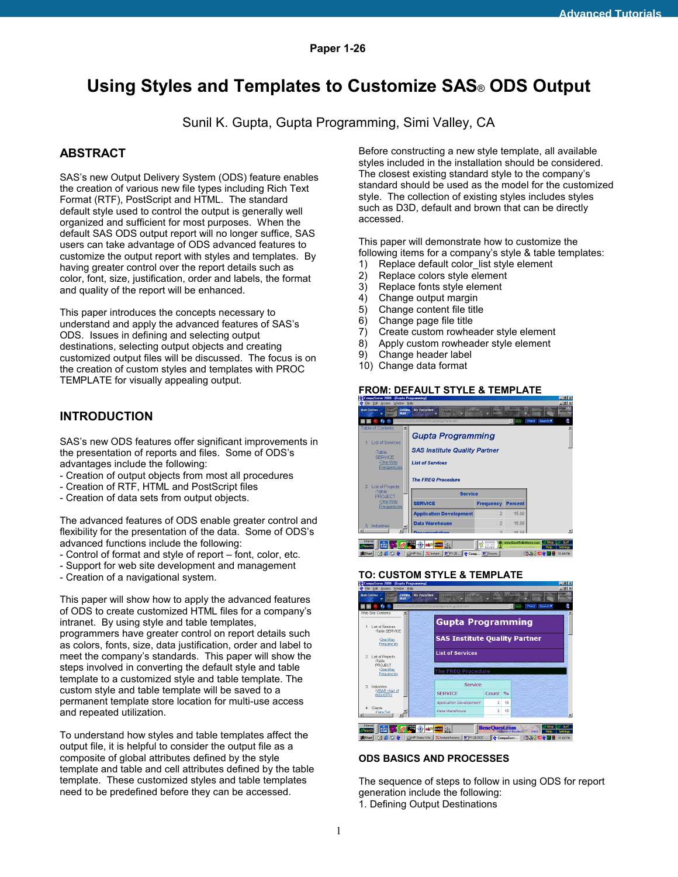**Paper 1-26**

# Using Styles and Templates to Customize SAS® ODS Output

Sunil K. Gupta, Gupta Programming, Simi Valley, CA

## ABSTRACT

SAS's new Output Delivery System (ODS) feature enables the creation of various new file types including Rich Text Format (RTF), PostScript and HTML. The standard default style used to control the output is generally well organized and sufficient for most purposes. When the default SAS ODS output report will no longer suffice, SAS users can take advantage of ODS advanced features to customize the output report with styles and templates. By having greater control over the report details such as color, font, size, justification, order and labels, the format and quality of the report will be enhanced.

This paper introduces the concepts necessary to understand and apply the advanced features of SAS's ODS. Issues in defining and selecting output destinations, selecting output objects and creating customized output files will be discussed. The focus is on the creation of custom styles and templates with PROC TEMPLATE for visually appealing output.

## INTRODUCTION

SAS's new ODS features offer significant improvements in the presentation of reports and files. Some of ODS's advantages include the following:

- Creation of output objects from most all procedures
- Creation of RTF, HTML and PostScript files
- Creation of data sets from output objects.

The advanced features of ODS enable greater control and flexibility for the presentation of the data. Some of ODS's advanced functions include the following:

- Control of format and style of report – font, color, etc.
- Support for web site development and management
- Creation of a navigational system.

This paper will show how to apply the advanced features of ODS to create customized HTML files for a company's intranet. By using style and table templates, programmers have greater control on report details such as colors, fonts, size, data justification, order and label to meet the company's standards. This paper will show the steps involved in converting the default style and table template to a customized style and table template. The custom style and table template will be saved to a permanent template store location for multi-use access and repeated utilization.

To understand how styles and table templates affect the output file, it is helpful to consider the output file as a composite of global attributes defined by the style template and table and cell attributes defined by the table template. These customized styles and table templates need to be predefined before they can be accessed.

Before constructing a new style template, all available styles included in the installation should be considered. The closest existing standard style to the company's standard should be used as the model for the customized style. The collection of existing styles includes styles such as D3D, default and brown that can be directly accessed.

This paper will demonstrate how to customize the following items for a company's style & table templates:

1) Replace default color_list style element
2) Replace colors style element
3) Replace fonts style element
4) Change output margin
5) Change content file title
6) Change page file title
7) Create custom rowheader style element
8) Apply custom rowheader style element
9) Change header label
10) Change data format

**FROM: DEFAULT STYLE & TEMPLATE**

**TO: CUSTOM STYLE & TEMPLATE**

## ODS BASICS AND PROCESSES

The sequence of steps to follow in using ODS for report generation include the following:

1. Defining Output Destinations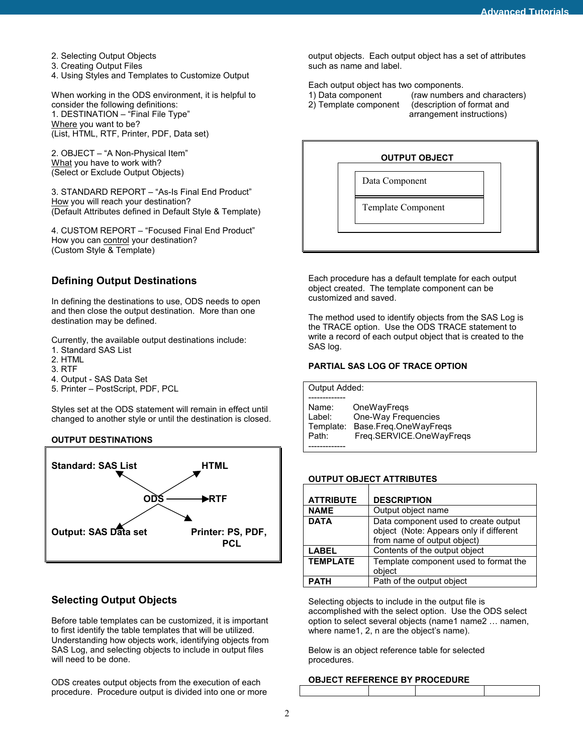2. Selecting Output Objects
3. Creating Output Files
4. Using Styles and Templates to Customize Output

When working in the ODS environment, it is helpful to consider the following definitions:

1. DESTINATION – "Final File Type"
<u>Where</u> you want to be?
(List, HTML, RTF, Printer, PDF, Data set)

2. OBJECT – "A Non-Physical Item"
<u>What</u> you have to work with?
(Select or Exclude Output Objects)

3. STANDARD REPORT – "As-Is Final End Product"
<u>How</u> you will reach your destination?
(Default Attributes defined in Default Style & Template)

4. CUSTOM REPORT – "Focused Final End Product"
How you can <u>control</u> your destination?
(Custom Style & Template)

## Defining Output Destinations

In defining the destinations to use, ODS needs to open and then close the output destination. More than one destination may be defined.

Currently, the available output destinations include:
1. Standard SAS List
2. HTML
3. RTF
4. Output - SAS Data Set
5. Printer – PostScript, PDF, PCL

Styles set at the ODS statement will remain in effect until changed to another style or until the destination is closed.

**OUTPUT DESTINATIONS**

| | | |
|---|---|---|
| **Standard: SAS List** | | **HTML** |
| | **ODS** → | **RTF** |
| **Output: SAS Data set** | | **Printer: PS, PDF, PCL** |

## Selecting Output Objects

Before table templates can be customized, it is important to first identify the table templates that will be utilized. Understanding how objects work, identifying objects from SAS Log, and selecting objects to include in output files will need to be done.

ODS creates output objects from the execution of each procedure. Procedure output is divided into one or more output objects. Each output object has a set of attributes such as name and label.

Each output object has two components.
1) Data component (raw numbers and characters)
2) Template component (description of format and arrangement instructions)

**OUTPUT OBJECT**

| OUTPUT OBJECT |
|---|
| Data Component |
| Template Component |

Each procedure has a default template for each output object created. The template component can be customized and saved.

The method used to identify objects from the SAS Log is the TRACE option. Use the ODS TRACE statement to write a record of each output object that is created to the SAS log.

**PARTIAL SAS LOG OF TRACE OPTION**

```
Output Added:
-------------
Name:      OneWayFreqs
Label:     One-Way Frequencies
Template:  Base.Freq.OneWayFreqs
Path:      Freq.SERVICE.OneWayFreqs
-------------
```

**OUTPUT OBJECT ATTRIBUTES**

| ATTRIBUTE | DESCRIPTION |
|---|---|
| NAME | Output object name |
| DATA | Data component used to create output object (Note: Appears only if different from name of output object) |
| LABEL | Contents of the output object |
| TEMPLATE | Template component used to format the object |
| PATH | Path of the output object |

Selecting objects to include in the output file is accomplished with the select option. Use the ODS select option to select several objects (name1 name2 … namen, where name1, 2, n are the object's name).

Below is an object reference table for selected procedures.

**OBJECT REFERENCE BY PROCEDURE**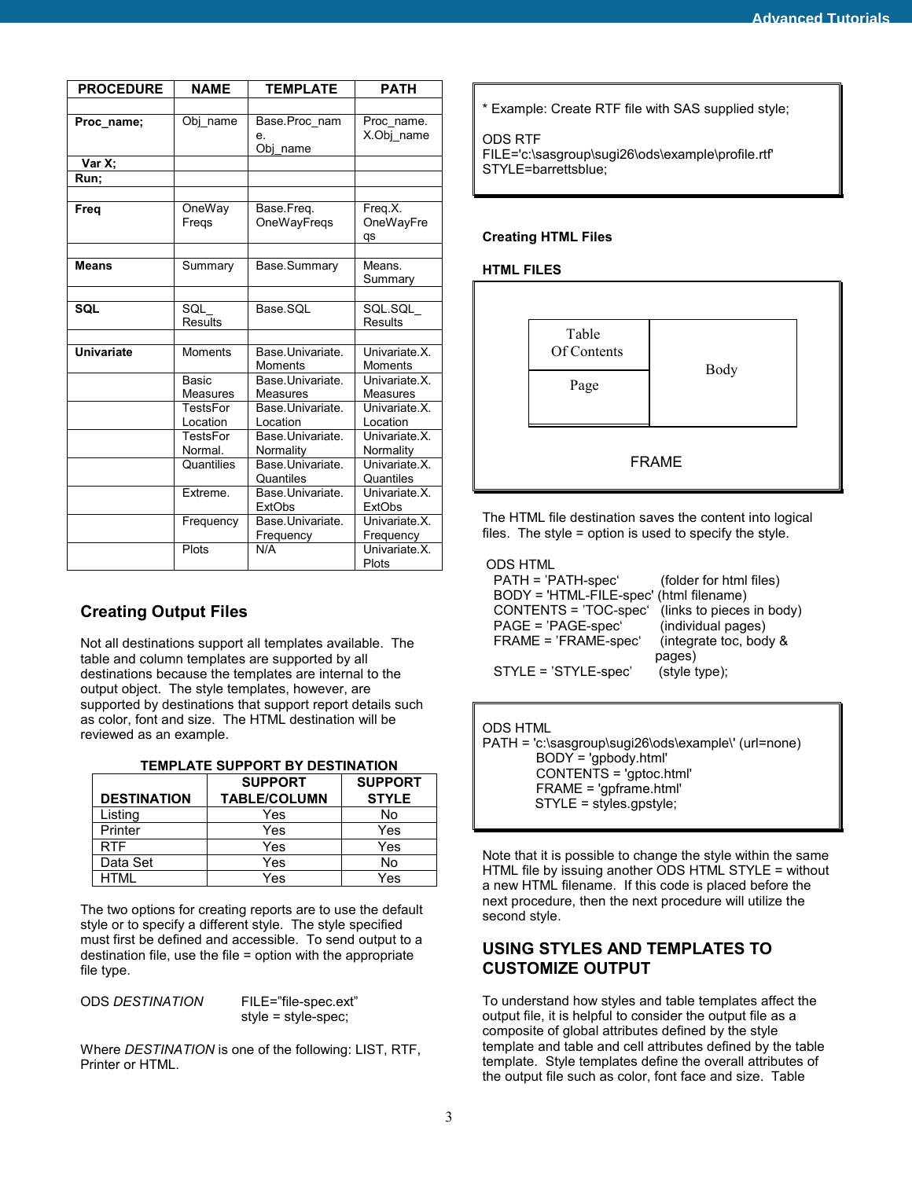| PROCEDURE | NAME | TEMPLATE | PATH |
|---|---|---|---|
| | | | |
| **Proc_name;** | Obj_name | Base.Proc_name. Obj_name | Proc_name. X.Obj_name |
| **Var X;** | | | |
| **Run;** | | | |
| | | | |
| **Freq** | OneWay Freqs | Base.Freq. OneWayFreqs | Freq.X. OneWayFreqs |
| | | | |
| **Means** | Summary | Base.Summary | Means. Summary |
| | | | |
| **SQL** | SQL_ Results | Base.SQL | SQL.SQL_ Results |
| | | | |
| **Univariate** | Moments | Base.Univariate. Moments | Univariate.X. Moments |
| | Basic Measures | Base.Univariate. Measures | Univariate.X. Measures |
| | TestsFor Location | Base.Univariate. Location | Univariate.X. Location |
| | TestsFor Normal. | Base.Univariate. Normality | Univariate.X. Normality |
| | Quantiles | Base.Univariate. Quantiles | Univariate.X. Quantiles |
| | Extreme. | Base.Univariate. ExtObs | Univariate.X. ExtObs |
| | Frequency | Base.Univariate. Frequency | Univariate.X. Frequency |
| | Plots | N/A | Univariate.X. Plots |

## Creating Output Files

Not all destinations support all templates available. The table and column templates are supported by all destinations because the templates are internal to the output object. The style templates, however, are supported by destinations that support report details such as color, font and size. The HTML destination will be reviewed as an example.

**TEMPLATE SUPPORT BY DESTINATION**

| DESTINATION | SUPPORT TABLE/COLUMN | SUPPORT STYLE |
|---|---|---|
| Listing | Yes | No |
| Printer | Yes | Yes |
| RTF | Yes | Yes |
| Data Set | Yes | No |
| HTML | Yes | Yes |

The two options for creating reports are to use the default style or to specify a different style. The style specified must first be defined and accessible. To send output to a destination file, use the file = option with the appropriate file type.

```
ODS DESTINATION       FILE="file-spec.ext"
                      style = style-spec;
```

Where *DESTINATION* is one of the following: LIST, RTF, Printer or HTML.

```
* Example: Create RTF file with SAS supplied style;

ODS RTF
FILE='c:\sasgroup\sugi26\ods\example\profile.rtf'
STYLE=barrettsblue;
```

**Creating HTML Files**

**HTML FILES**

| Table Of Contents / Page | Body |
|---|---|

FRAME

The HTML file destination saves the content into logical files. The style = option is used to specify the style.

```
ODS HTML
  PATH = 'PATH-spec'          (folder for html files)
  BODY = 'HTML-FILE-spec' (html filename)
  CONTENTS = 'TOC-spec'   (links to pieces in body)
  PAGE = 'PAGE-spec'          (individual pages)
  FRAME = 'FRAME-spec'     (integrate toc, body &
                                        pages)
  STYLE = 'STYLE-spec'       (style type);
```

```
ODS HTML
PATH = 'c:\sasgroup\sugi26\ods\example\' (url=none)
            BODY = 'gpbody.html'
            CONTENTS = 'gptoc.html'
            FRAME = 'gpframe.html'
            STYLE = styles.gpstyle;
```

Note that it is possible to change the style within the same HTML file by issuing another ODS HTML STYLE = without a new HTML filename. If this code is placed before the next procedure, then the next procedure will utilize the second style.

## USING STYLES AND TEMPLATES TO CUSTOMIZE OUTPUT

To understand how styles and table templates affect the output file, it is helpful to consider the output file as a composite of global attributes defined by the style template and table and cell attributes defined by the table template. Style templates define the overall attributes of the output file such as color, font face and size. Table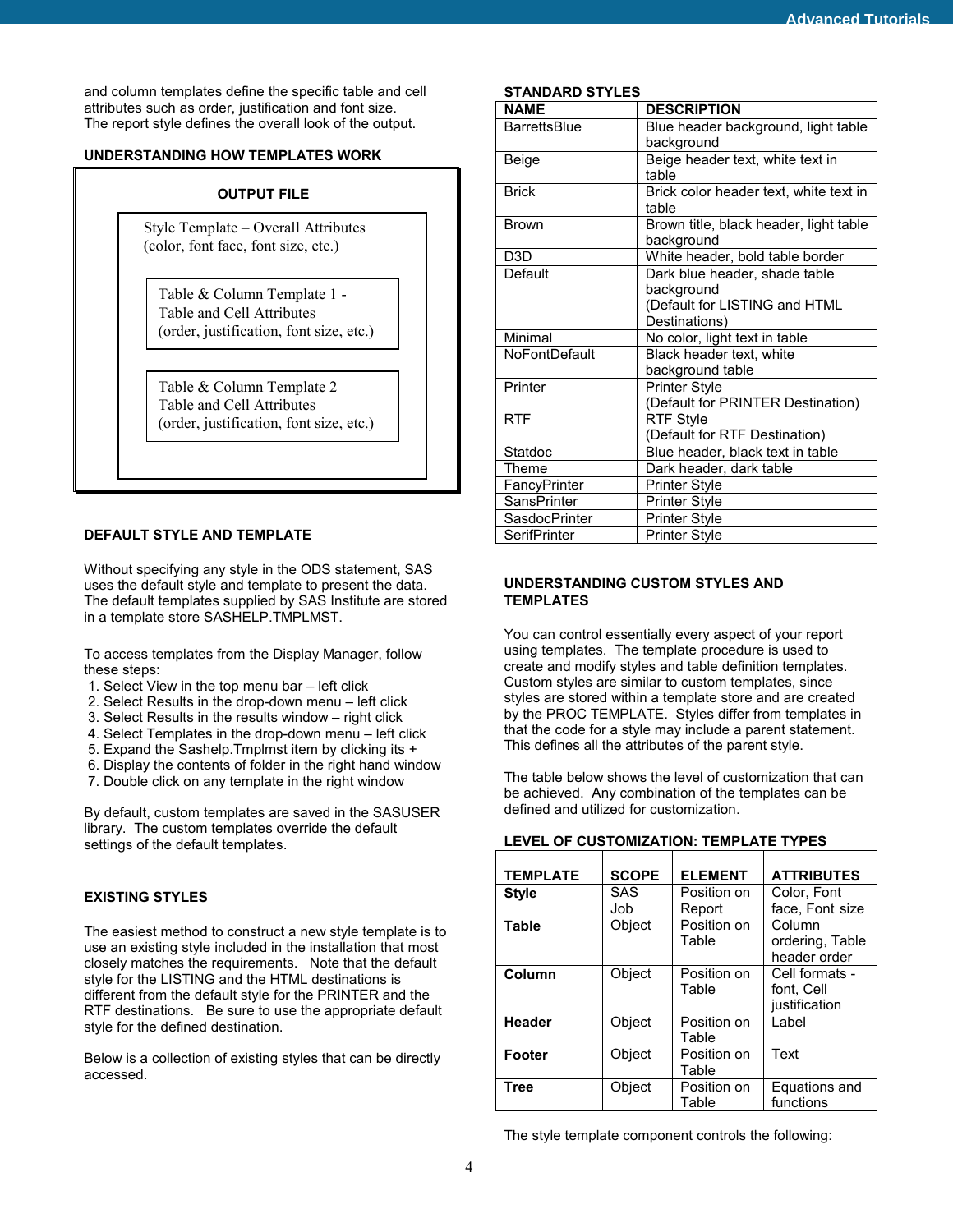and column templates define the specific table and cell attributes such as order, justification and font size. The report style defines the overall look of the output.

**UNDERSTANDING HOW TEMPLATES WORK**

**OUTPUT FILE**

Style Template – Overall Attributes
(color, font face, font size, etc.)

Table & Column Template 1 -
Table and Cell Attributes
(order, justification, font size, etc.)

Table & Column Template 2 –
Table and Cell Attributes
(order, justification, font size, etc.)

**DEFAULT STYLE AND TEMPLATE**

Without specifying any style in the ODS statement, SAS uses the default style and template to present the data. The default templates supplied by SAS Institute are stored in a template store SASHELP.TMPLMST.

To access templates from the Display Manager, follow these steps:

1. Select View in the top menu bar – left click
2. Select Results in the drop-down menu – left click
3. Select Results in the results window – right click
4. Select Templates in the drop-down menu – left click
5. Expand the Sashelp.Tmplmst item by clicking its +
6. Display the contents of folder in the right hand window
7. Double click on any template in the right window

By default, custom templates are saved in the SASUSER library. The custom templates override the default settings of the default templates.

**EXISTING STYLES**

The easiest method to construct a new style template is to use an existing style included in the installation that most closely matches the requirements. Note that the default style for the LISTING and the HTML destinations is different from the default style for the PRINTER and the RTF destinations. Be sure to use the appropriate default style for the defined destination.

Below is a collection of existing styles that can be directly accessed.

**STANDARD STYLES**

| NAME | DESCRIPTION |
|---|---|
| BarrettsBlue | Blue header background, light table background |
| Beige | Beige header text, white text in table |
| Brick | Brick color header text, white text in table |
| Brown | Brown title, black header, light table background |
| D3D | White header, bold table border |
| Default | Dark blue header, shade table background (Default for LISTING and HTML Destinations) |
| Minimal | No color, light text in table |
| NoFontDefault | Black header text, white background table |
| Printer | Printer Style (Default for PRINTER Destination) |
| RTF | RTF Style (Default for RTF Destination) |
| Statdoc | Blue header, black text in table |
| Theme | Dark header, dark table |
| FancyPrinter | Printer Style |
| SansPrinter | Printer Style |
| SasdocPrinter | Printer Style |
| SerifPrinter | Printer Style |

**UNDERSTANDING CUSTOM STYLES AND TEMPLATES**

You can control essentially every aspect of your report using templates. The template procedure is used to create and modify styles and table definition templates. Custom styles are similar to custom templates, since styles are stored within a template store and are created by the PROC TEMPLATE. Styles differ from templates in that the code for a style may include a parent statement. This defines all the attributes of the parent style.

The table below shows the level of customization that can be achieved. Any combination of the templates can be defined and utilized for customization.

**LEVEL OF CUSTOMIZATION: TEMPLATE TYPES**

| TEMPLATE | SCOPE | ELEMENT | ATTRIBUTES |
|---|---|---|---|
| **Style** | SAS Job | Position on Report | Color, Font face, Font size |
| **Table** | Object | Position on Table | Column ordering, Table header order |
| **Column** | Object | Position on Table | Cell formats - font, Cell justification |
| **Header** | Object | Position on Table | Label |
| **Footer** | Object | Position on Table | Text |
| **Tree** | Object | Position on Table | Equations and functions |

The style template component controls the following: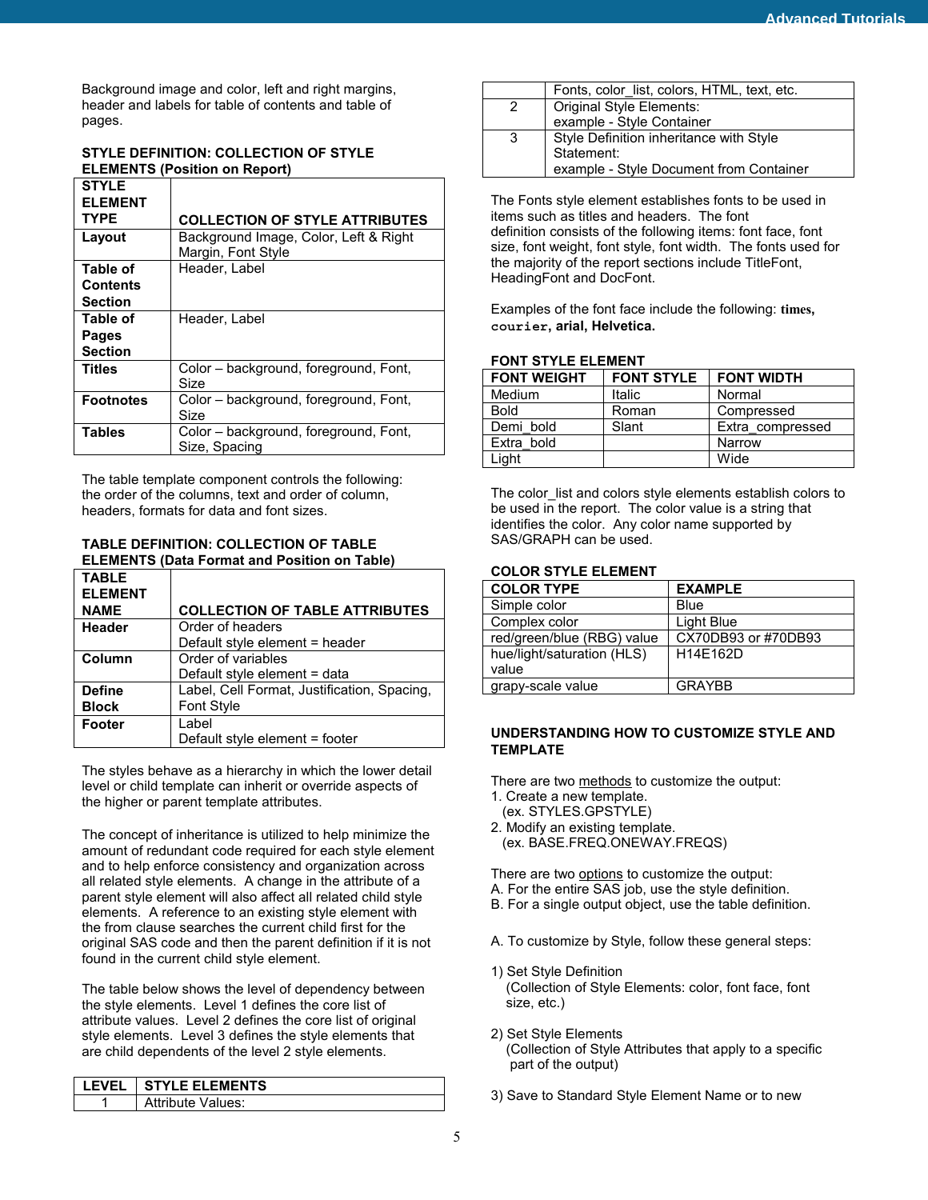Background image and color, left and right margins, header and labels for table of contents and table of pages.

**STYLE DEFINITION: COLLECTION OF STYLE ELEMENTS (Position on Report)**

| STYLE ELEMENT TYPE | COLLECTION OF STYLE ATTRIBUTES |
|---|---|
| **Layout** | Background Image, Color, Left & Right Margin, Font Style |
| **Table of Contents Section** | Header, Label |
| **Table of Pages Section** | Header, Label |
| **Titles** | Color – background, foreground, Font, Size |
| **Footnotes** | Color – background, foreground, Font, Size |
| **Tables** | Color – background, foreground, Font, Size, Spacing |

The table template component controls the following: the order of the columns, text and order of column, headers, formats for data and font sizes.

**TABLE DEFINITION: COLLECTION OF TABLE ELEMENTS (Data Format and Position on Table)**

| TABLE ELEMENT NAME | COLLECTION OF TABLE ATTRIBUTES |
|---|---|
| **Header** | Order of headers<br>Default style element = header |
| **Column** | Order of variables<br>Default style element = data |
| **Define Block** | Label, Cell Format, Justification, Spacing, Font Style |
| **Footer** | Label<br>Default style element = footer |

The styles behave as a hierarchy in which the lower detail level or child template can inherit or override aspects of the higher or parent template attributes.

The concept of inheritance is utilized to help minimize the amount of redundant code required for each style element and to help enforce consistency and organization across all related style elements. A change in the attribute of a parent style element will also affect all related child style elements. A reference to an existing style element with the from clause searches the current child first for the original SAS code and then the parent definition if it is not found in the current child style element.

The table below shows the level of dependency between the style elements. Level 1 defines the core list of attribute values. Level 2 defines the core list of original style elements. Level 3 defines the style elements that are child dependents of the level 2 style elements.

| LEVEL | STYLE ELEMENTS |
|---|---|
| 1 | Attribute Values:<br>Fonts, color_list, colors, HTML, text, etc. |
| 2 | Original Style Elements:<br>example - Style Container |
| 3 | Style Definition inheritance with Style Statement:<br>example - Style Document from Container |

The Fonts style element establishes fonts to be used in items such as titles and headers. The font definition consists of the following items: font face, font size, font weight, font style, font width. The fonts used for the majority of the report sections include TitleFont, HeadingFont and DocFont.

Examples of the font face include the following: **times**, `courier`, **arial, Helvetica.**

**FONT STYLE ELEMENT**

| FONT WEIGHT | FONT STYLE | FONT WIDTH |
|---|---|---|
| Medium | Italic | Normal |
| Bold | Roman | Compressed |
| Demi_bold | Slant | Extra_compressed |
| Extra_bold | | Narrow |
| Light | | Wide |

The color_list and colors style elements establish colors to be used in the report. The color value is a string that identifies the color. Any color name supported by SAS/GRAPH can be used.

**COLOR STYLE ELEMENT**

| COLOR TYPE | EXAMPLE |
|---|---|
| Simple color | Blue |
| Complex color | Light Blue |
| red/green/blue (RBG) value | CX70DB93 or #70DB93 |
| hue/light/saturation (HLS) value | H14E162D |
| grapy-scale value | GRAYBB |

**UNDERSTANDING HOW TO CUSTOMIZE STYLE AND TEMPLATE**

There are two methods to customize the output:
1. Create a new template.
   (ex. STYLES.GPSTYLE)
2. Modify an existing template.
   (ex. BASE.FREQ.ONEWAY.FREQS)

There are two options to customize the output:
A. For the entire SAS job, use the style definition.
B. For a single output object, use the table definition.

A. To customize by Style, follow these general steps:

1) Set Style Definition
   (Collection of Style Elements: color, font face, font size, etc.)

2) Set Style Elements
   (Collection of Style Attributes that apply to a specific part of the output)

3) Save to Standard Style Element Name or to new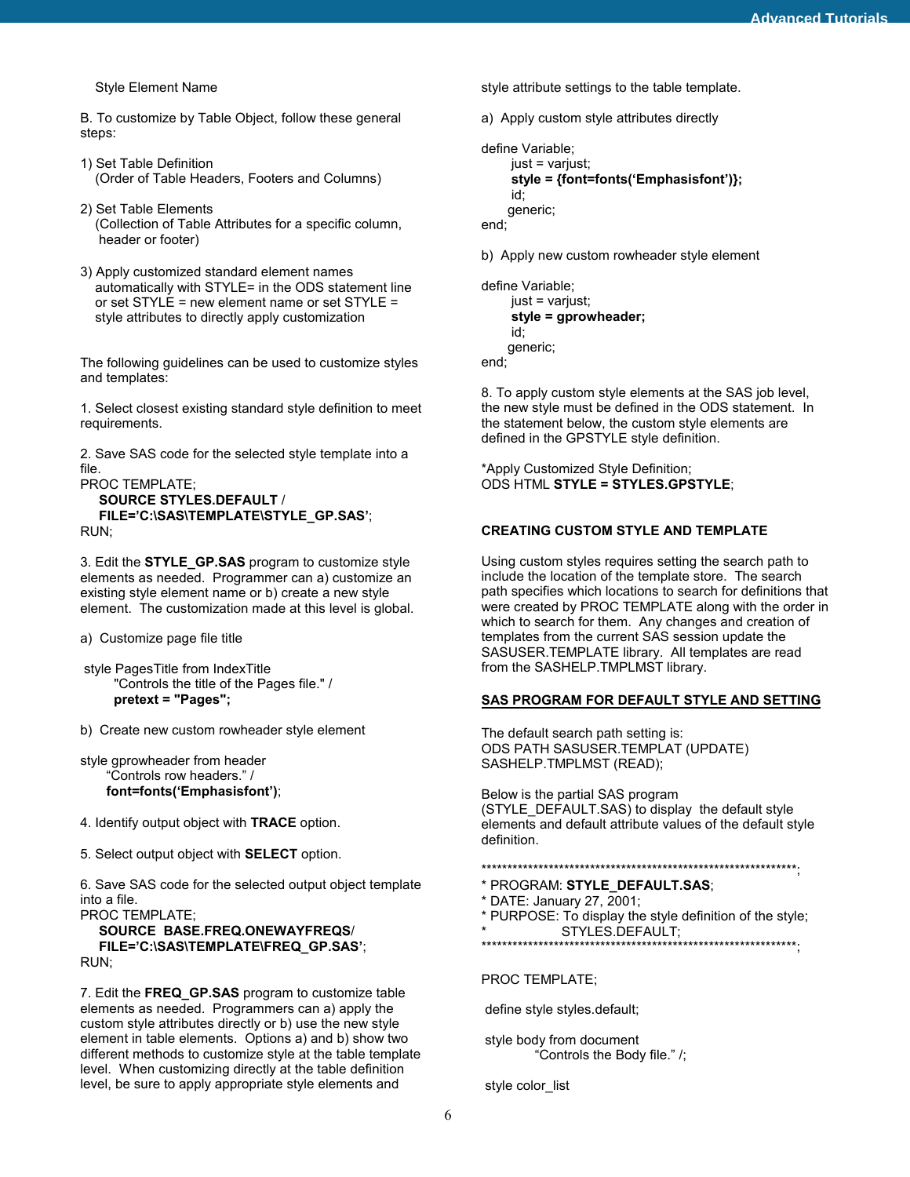Style Element Name

B. To customize by Table Object, follow these general steps:

1) Set Table Definition
   (Order of Table Headers, Footers and Columns)

2) Set Table Elements
   (Collection of Table Attributes for a specific column, header or footer)

3) Apply customized standard element names automatically with STYLE= in the ODS statement line or set STYLE = new element name or set STYLE = style attributes to directly apply customization

The following guidelines can be used to customize styles and templates:

1. Select closest existing standard style definition to meet requirements.

2. Save SAS code for the selected style template into a file.

```
PROC TEMPLATE;
    SOURCE STYLES.DEFAULT /
    FILE='C:\SAS\TEMPLATE\STYLE_GP.SAS';
RUN;
```

3. Edit the **STYLE_GP.SAS** program to customize style elements as needed. Programmer can a) customize an existing style element name or b) create a new style element. The customization made at this level is global.

a) Customize page file title

```
 style PagesTitle from IndexTitle
        "Controls the title of the Pages file." /
        pretext = "Pages";
```

b) Create new custom rowheader style element

```
style gprowheader from header
      "Controls row headers." /
      font=fonts('Emphasisfont');
```

4. Identify output object with **TRACE** option.

5. Select output object with **SELECT** option.

6. Save SAS code for the selected output object template into a file.

```
PROC TEMPLATE;
    SOURCE  BASE.FREQ.ONEWAYFREQS/
    FILE='C:\SAS\TEMPLATE\FREQ_GP.SAS';
RUN;
```

7. Edit the **FREQ_GP.SAS** program to customize table elements as needed. Programmers can a) apply the custom style attributes directly or b) use the new style element in table elements. Options a) and b) show two different methods to customize style at the table template level. When customizing directly at the table definition level, be sure to apply appropriate style elements and style attribute settings to the table template.

a) Apply custom style attributes directly

```
define Variable;
       just = varjust;
       style = {font=fonts('Emphasisfont')};
       id;
      generic;
end;
```

b) Apply new custom rowheader style element

```
define Variable;
       just = varjust;
       style = gprowheader;
       id;
      generic;
end;
```

8. To apply custom style elements at the SAS job level, the new style must be defined in the ODS statement. In the statement below, the custom style elements are defined in the GPSTYLE style definition.

```
*Apply Customized Style Definition;
ODS HTML STYLE = STYLES.GPSTYLE;
```

**CREATING CUSTOM STYLE AND TEMPLATE**

Using custom styles requires setting the search path to include the location of the template store. The search path specifies which locations to search for definitions that were created by PROC TEMPLATE along with the order in which to search for them. Any changes and creation of templates from the current SAS session update the SASUSER.TEMPLATE library. All templates are read from the SASHELP.TMPLMST library.

**SAS PROGRAM FOR DEFAULT STYLE AND SETTING**

The default search path setting is:

```
ODS PATH SASUSER.TEMPLAT (UPDATE)
SASHELP.TMPLMST (READ);
```

Below is the partial SAS program (STYLE_DEFAULT.SAS) to display the default style elements and default attribute values of the default style definition.

```
****************************************************************;
* PROGRAM: STYLE_DEFAULT.SAS;
* DATE: January 27, 2001;
* PURPOSE: To display the style definition of the style;
*                 STYLES.DEFAULT;
****************************************************************;

PROC TEMPLATE;

 define style styles.default;

 style body from document
           "Controls the Body file." /;

 style color_list
```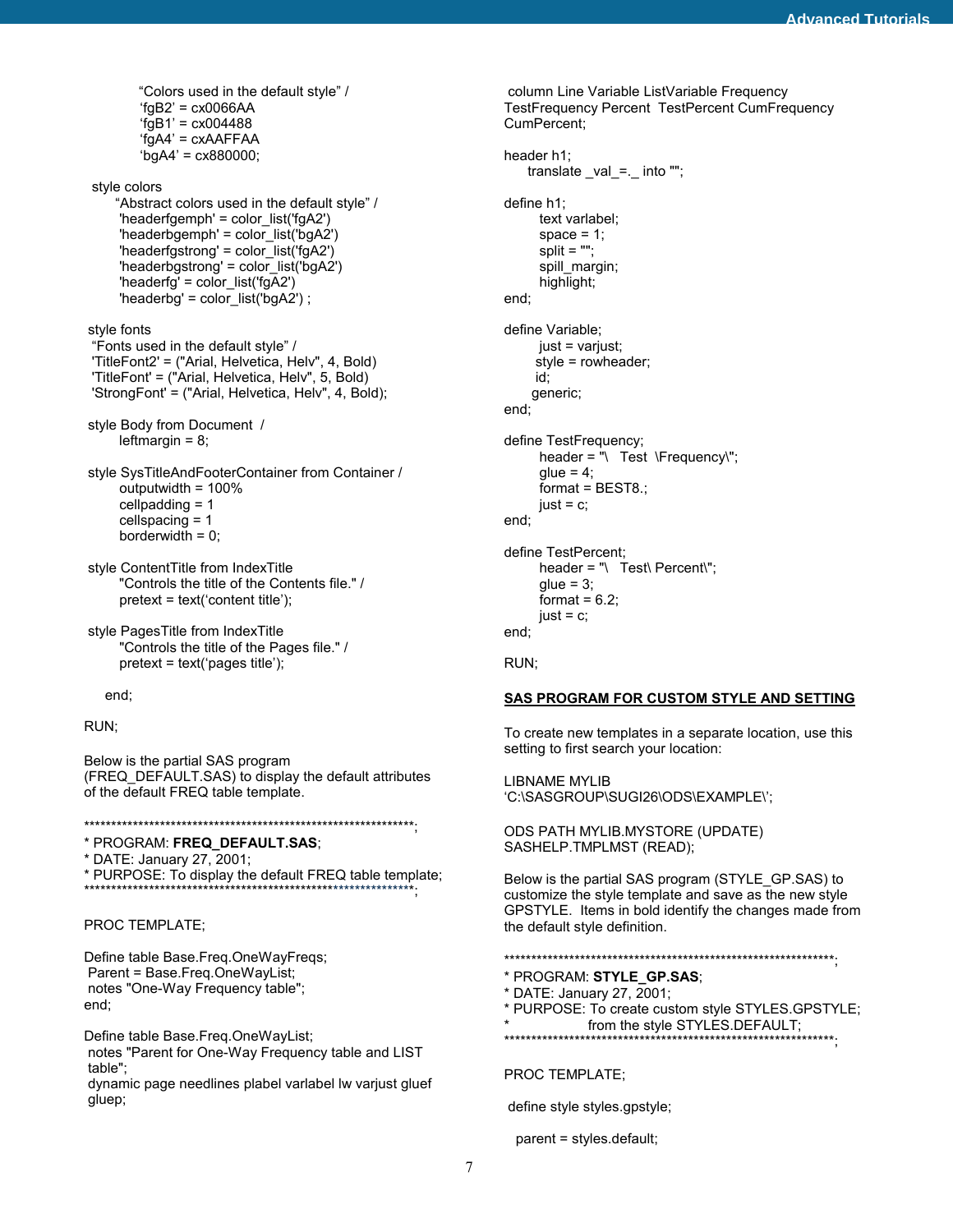```
        "Colors used in the default style" /
        'fgB2' = cx0066AA
        'fgB1' = cx004488
        'fgA4' = cxAAFFAA
        'bgA4' = cx880000;

 style colors
      "Abstract colors used in the default style" /
       'headerfgemph' = color_list('fgA2')
       'headerbgemph' = color_list('bgA2')
       'headerfgstrong' = color_list('fgA2')
       'headerbgstrong' = color_list('bgA2')
       'headerfg' = color_list('fgA2')
       'headerbg' = color_list('bgA2') ;

 style fonts
  "Fonts used in the default style" /
  'TitleFont2' = ("Arial, Helvetica, Helv", 4, Bold)
  'TitleFont' = ("Arial, Helvetica, Helv", 5, Bold)
  'StrongFont' = ("Arial, Helvetica, Helv", 4, Bold);

 style Body from Document  /
       leftmargin = 8;

 style SysTitleAndFooterContainer from Container /
       outputwidth = 100%
       cellpadding = 1
       cellspacing = 1
       borderwidth = 0;

 style ContentTitle from IndexTitle
       "Controls the title of the Contents file." /
       pretext = text('content title');

 style PagesTitle from IndexTitle
       "Controls the title of the Pages file." /
       pretext = text('pages title');

   end;

RUN;
```

Below is the partial SAS program (FREQ_DEFAULT.SAS) to display the default attributes of the default FREQ table template.

```
*****************************************************************;
* PROGRAM: FREQ_DEFAULT.SAS;
* DATE: January 27, 2001;
* PURPOSE: To display the default FREQ table template;
*****************************************************************;

PROC TEMPLATE;

Define table Base.Freq.OneWayFreqs;
 Parent = Base.Freq.OneWayList;
 notes "One-Way Frequency table";
end;

Define table Base.Freq.OneWayList;
 notes "Parent for One-Way Frequency table and LIST
 table";
 dynamic page needlines plabel varlabel lw varjust gluef
 gluep;
 column Line Variable ListVariable Frequency
TestFrequency Percent  TestPercent CumFrequency
CumPercent;

header h1;
     translate _val_=._ into "";

define h1;
        text varlabel;
        space = 1;
        split = "";
        spill_margin;
        highlight;
end;

define Variable;
        just = varjust;
       style = rowheader;
       id;
      generic;
end;

define TestFrequency;
        header = "\   Test  \Frequency\";
        glue = 4;
        format = BEST8.;
        just = c;
end;

define TestPercent;
        header = "\   Test\ Percent\";
        glue = 3;
        format = 6.2;
        just = c;
end;

RUN;
```

## SAS PROGRAM FOR CUSTOM STYLE AND SETTING

To create new templates in a separate location, use this setting to first search your location:

```
LIBNAME MYLIB
'C:\SASGROUP\SUGI26\ODS\EXAMPLE\';

ODS PATH MYLIB.MYSTORE (UPDATE)
SASHELP.TMPLMST (READ);
```

Below is the partial SAS program (STYLE_GP.SAS) to customize the style template and save as the new style GPSTYLE.  Items in bold identify the changes made from the default style definition.

```
*****************************************************************;
* PROGRAM: STYLE_GP.SAS;
* DATE: January 27, 2001;
* PURPOSE: To create custom style STYLES.GPSTYLE;
*                  from the style STYLES.DEFAULT;
*****************************************************************;

PROC TEMPLATE;

 define style styles.gpstyle;

   parent = styles.default;
```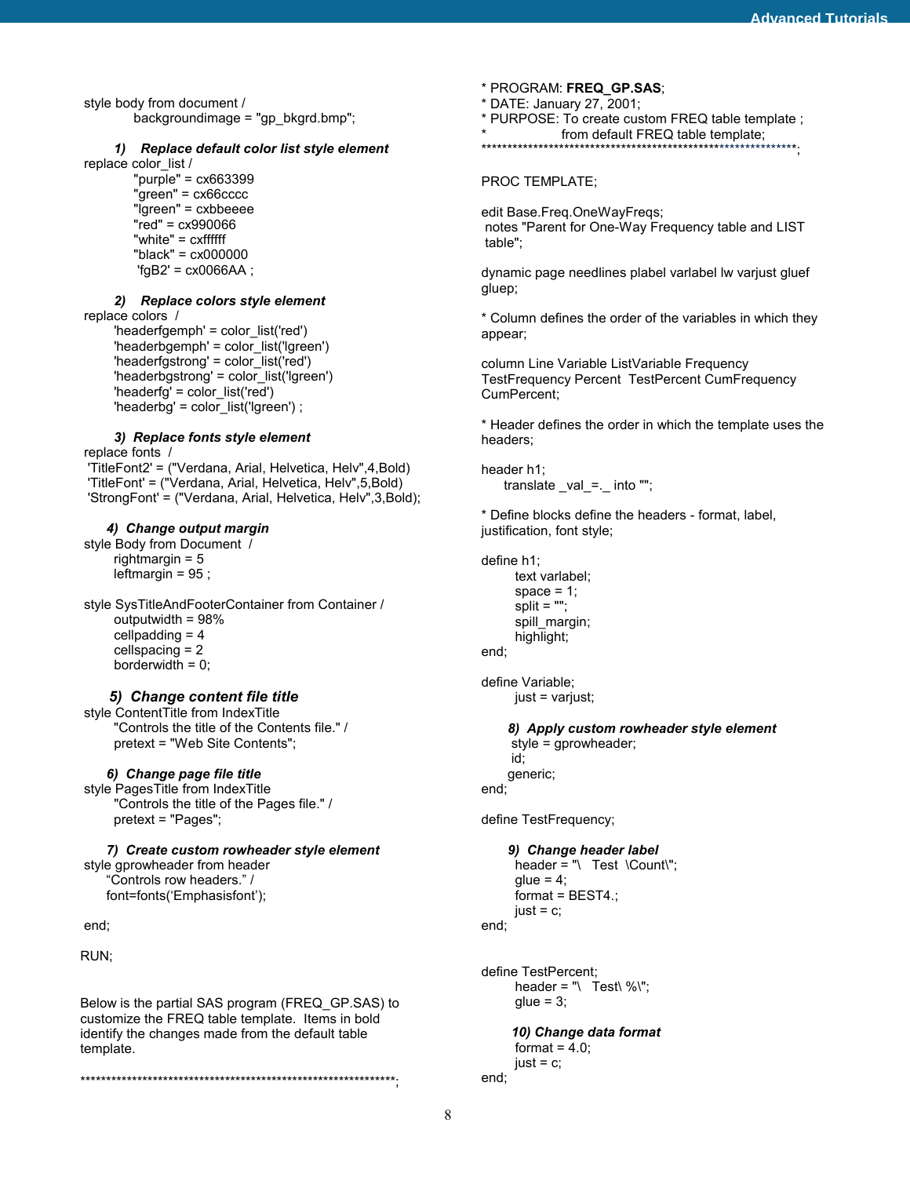```
style body from document /
          backgroundimage = "gp_bkgrd.bmp";

     1)   Replace default color list style element
replace color_list /
          "purple" = cx663399
          "green" = cx66cccc
          "lgreen" = cxbbeeee
          "red" = cx990066
          "white" = cxffffff
          "black" = cx000000
           'fgB2' = cx0066AA ;

     2)   Replace colors style element
replace colors  /
      'headerfgemph' = color_list('red')
      'headerbgemph' = color_list('lgreen')
      'headerfgstrong' = color_list('red')
      'headerbgstrong' = color_list('lgreen')
      'headerfg' = color_list('red')
      'headerbg' = color_list('lgreen') ;

     3)  Replace fonts style element
replace fonts  /
 'TitleFont2' = ("Verdana, Arial, Helvetica, Helv",4,Bold)
 'TitleFont' = ("Verdana, Arial, Helvetica, Helv",5,Bold)
 'StrongFont' = ("Verdana, Arial, Helvetica, Helv",3,Bold);

    4)  Change output margin
style Body from Document  /
      rightmargin = 5
      leftmargin = 95 ;

style SysTitleAndFooterContainer from Container /
      outputwidth = 98%
      cellpadding = 4
      cellspacing = 2
      borderwidth = 0;

     5)  Change content file title
style ContentTitle from IndexTitle
      "Controls the title of the Contents file." /
      pretext = "Web Site Contents";

    6)  Change page file title
style PagesTitle from IndexTitle
      "Controls the title of the Pages file." /
      pretext = "Pages";

    7)  Create custom rowheader style element
style gprowheader from header
     "Controls row headers." /
     font=fonts('Emphasisfont');

end;

RUN;
```

Below is the partial SAS program (FREQ_GP.SAS) to customize the FREQ table template. Items in bold identify the changes made from the default table template.

```
***************************************************************;

* PROGRAM: FREQ_GP.SAS;
* DATE: January 27, 2001;
* PURPOSE: To create custom FREQ table template ;
*                from default FREQ table template;
***************************************************************;

PROC TEMPLATE;

edit Base.Freq.OneWayFreqs;
 notes "Parent for One-Way Frequency table and LIST
 table";

dynamic page needlines plabel varlabel lw varjust gluef
gluep;

* Column defines the order of the variables in which they
appear;

column Line Variable ListVariable Frequency
TestFrequency Percent  TestPercent CumFrequency
CumPercent;

* Header defines the order in which the template uses the
headers;

header h1;
     translate _val_=._ into "";

* Define blocks define the headers - format, label,
justification, font style;

define h1;
        text varlabel;
        space = 1;
        split = "";
        spill_margin;
        highlight;
end;

define Variable;
        just = varjust;

       8)  Apply custom rowheader style element
        style = gprowheader;
        id;
       generic;
end;

define TestFrequency;

       9)  Change header label
        header = "\   Test  \Count\";
        glue = 4;
        format = BEST4.;
        just = c;
end;


define TestPercent;
        header = "\   Test\ %\";
        glue = 3;

        10) Change data format
        format = 4.0;
        just = c;
end;
```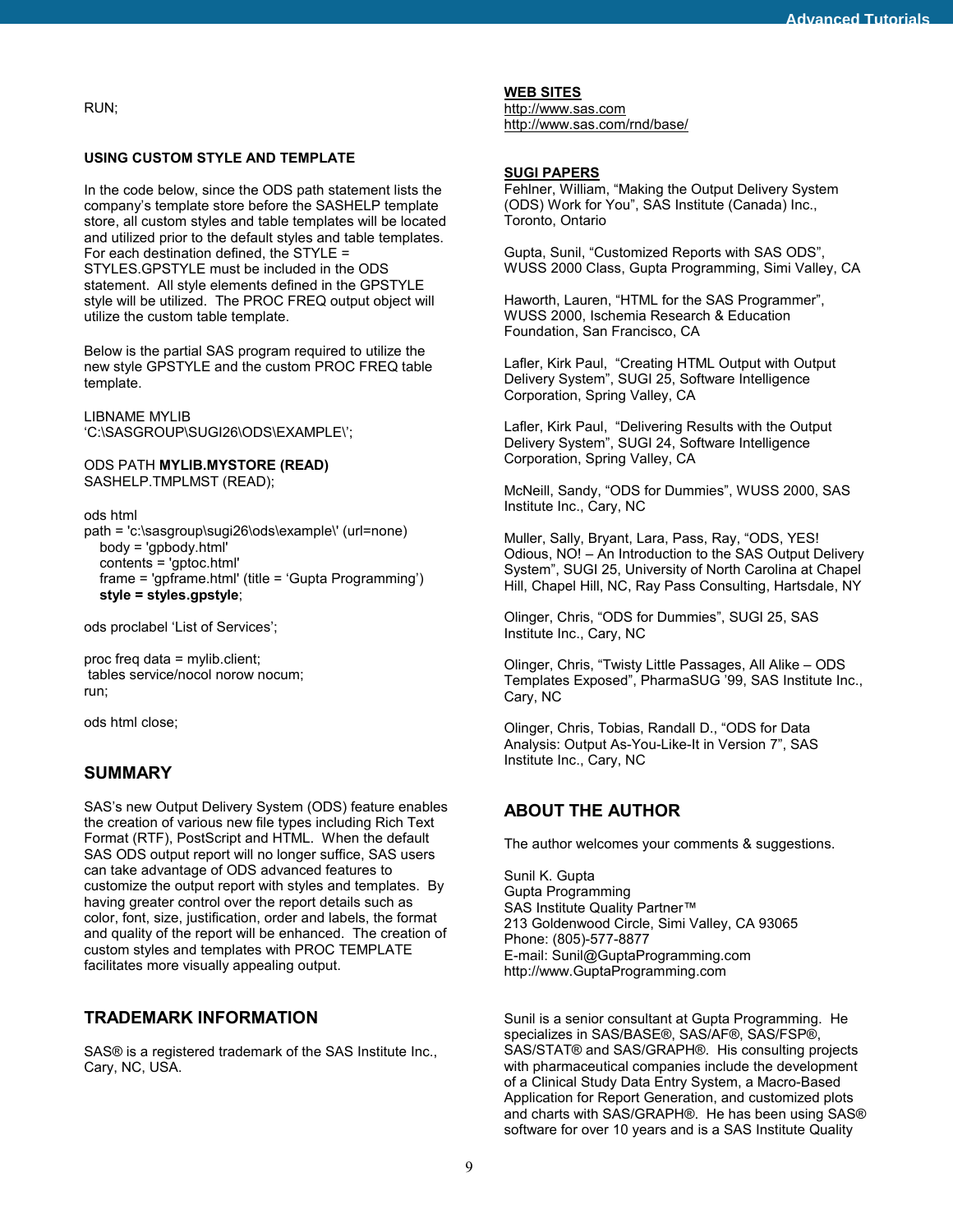RUN;

**USING CUSTOM STYLE AND TEMPLATE**

In the code below, since the ODS path statement lists the company's template store before the SASHELP template store, all custom styles and table templates will be located and utilized prior to the default styles and table templates. For each destination defined, the STYLE = STYLES.GPSTYLE must be included in the ODS statement. All style elements defined in the GPSTYLE style will be utilized. The PROC FREQ output object will utilize the custom table template.

Below is the partial SAS program required to utilize the new style GPSTYLE and the custom PROC FREQ table template.

```
LIBNAME MYLIB
'C:\SASGROUP\SUGI26\ODS\EXAMPLE\';

ODS PATH MYLIB.MYSTORE (READ)
SASHELP.TMPLMST (READ);

ods html
path = 'c:\sasgroup\sugi26\ods\example\' (url=none)
   body = 'gpbody.html'
   contents = 'gptoc.html'
   frame = 'gpframe.html' (title = 'Gupta Programming')
   style = styles.gpstyle;

ods proclabel 'List of Services';

proc freq data = mylib.client;
 tables service/nocol norow nocum;
run;

ods html close;
```

## SUMMARY

SAS's new Output Delivery System (ODS) feature enables the creation of various new file types including Rich Text Format (RTF), PostScript and HTML. When the default SAS ODS output report will no longer suffice, SAS users can take advantage of ODS advanced features to customize the output report with styles and templates. By having greater control over the report details such as color, font, size, justification, order and labels, the format and quality of the report will be enhanced. The creation of custom styles and templates with PROC TEMPLATE facilitates more visually appealing output.

## TRADEMARK INFORMATION

SAS® is a registered trademark of the SAS Institute Inc., Cary, NC, USA.

**WEB SITES**
http://www.sas.com
http://www.sas.com/rnd/base/

**SUGI PAPERS**
Fehlner, William, "Making the Output Delivery System (ODS) Work for You", SAS Institute (Canada) Inc., Toronto, Ontario

Gupta, Sunil, "Customized Reports with SAS ODS", WUSS 2000 Class, Gupta Programming, Simi Valley, CA

Haworth, Lauren, "HTML for the SAS Programmer", WUSS 2000, Ischemia Research & Education Foundation, San Francisco, CA

Lafler, Kirk Paul, "Creating HTML Output with Output Delivery System", SUGI 25, Software Intelligence Corporation, Spring Valley, CA

Lafler, Kirk Paul, "Delivering Results with the Output Delivery System", SUGI 24, Software Intelligence Corporation, Spring Valley, CA

McNeill, Sandy, "ODS for Dummies", WUSS 2000, SAS Institute Inc., Cary, NC

Muller, Sally, Bryant, Lara, Pass, Ray, "ODS, YES! Odious, NO! – An Introduction to the SAS Output Delivery System", SUGI 25, University of North Carolina at Chapel Hill, Chapel Hill, NC, Ray Pass Consulting, Hartsdale, NY

Olinger, Chris, "ODS for Dummies", SUGI 25, SAS Institute Inc., Cary, NC

Olinger, Chris, "Twisty Little Passages, All Alike – ODS Templates Exposed", PharmaSUG '99, SAS Institute Inc., Cary, NC

Olinger, Chris, Tobias, Randall D., "ODS for Data Analysis: Output As-You-Like-It in Version 7", SAS Institute Inc., Cary, NC

## ABOUT THE AUTHOR

The author welcomes your comments & suggestions.

Sunil K. Gupta
Gupta Programming
SAS Institute Quality Partner™
213 Goldenwood Circle, Simi Valley, CA 93065
Phone: (805)-577-8877
E-mail: Sunil@GuptaProgramming.com
http://www.GuptaProgramming.com

Sunil is a senior consultant at Gupta Programming. He specializes in SAS/BASE®, SAS/AF®, SAS/FSP®, SAS/STAT® and SAS/GRAPH®. His consulting projects with pharmaceutical companies include the development of a Clinical Study Data Entry System, a Macro-Based Application for Report Generation, and customized plots and charts with SAS/GRAPH®. He has been using SAS® software for over 10 years and is a SAS Institute Quality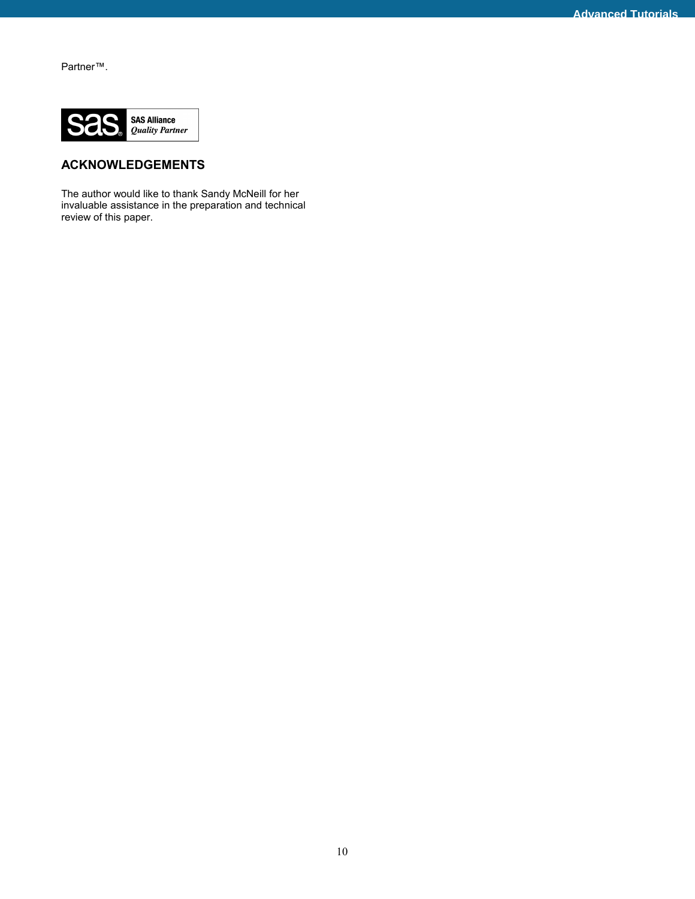Partner™.

SAS Alliance
Quality Partner

## ACKNOWLEDGEMENTS

The author would like to thank Sandy McNeill for her invaluable assistance in the preparation and technical review of this paper.